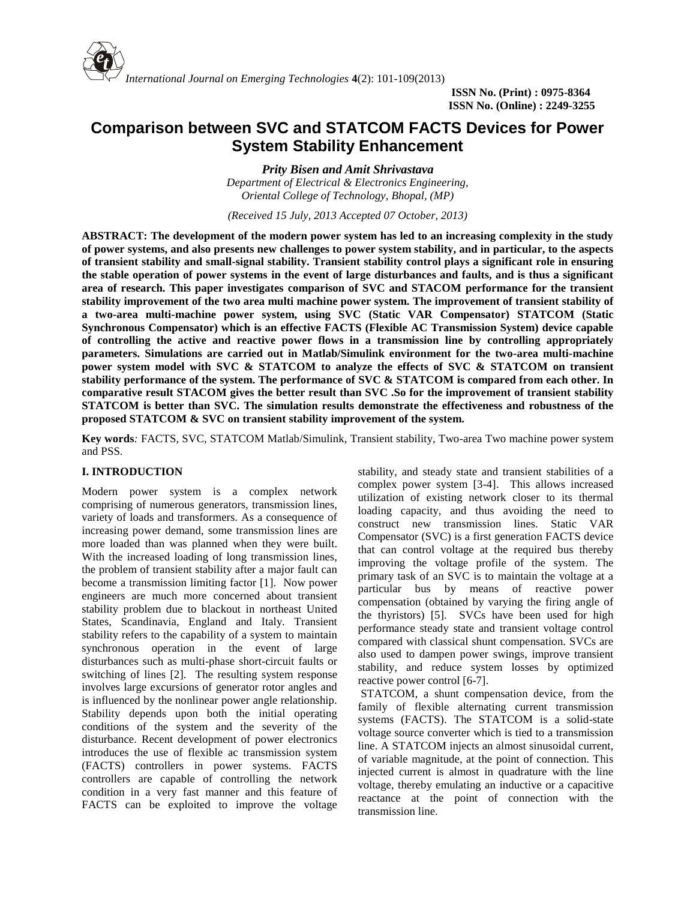# Comparison between SVC and STATCOM FACTS Devices for Power System Stability Enhancement

***Prity Bisen and Amit Shrivastava***

*Department of Electrical & Electronics Engineering, Oriental College of Technology, Bhopal, (MP)*

*(Received 15 July, 2013 Accepted 07 October, 2013)*

**ABSTRACT: The development of the modern power system has led to an increasing complexity in the study of power systems, and also presents new challenges to power system stability, and in particular, to the aspects of transient stability and small-signal stability. Transient stability control plays a significant role in ensuring the stable operation of power systems in the event of large disturbances and faults, and is thus a significant area of research. This paper investigates comparison of SVC and STACOM performance for the transient stability improvement of the two area multi machine power system. The improvement of transient stability of a two-area multi-machine power system, using SVC (Static VAR Compensator) STATCOM (Static Synchronous Compensator) which is an effective FACTS (Flexible AC Transmission System) device capable of controlling the active and reactive power flows in a transmission line by controlling appropriately parameters. Simulations are carried out in Matlab/Simulink environment for the two-area multi-machine power system model with SVC & STATCOM to analyze the effects of SVC & STATCOM on transient stability performance of the system. The performance of SVC & STATCOM is compared from each other. In comparative result STACOM gives the better result than SVC .So for the improvement of transient stability STATCOM is better than SVC. The simulation results demonstrate the effectiveness and robustness of the proposed STATCOM & SVC on transient stability improvement of the system.**

**Key words***:* FACTS, SVC, STATCOM Matlab/Simulink, Transient stability, Two-area Two machine power system and PSS.

## I. INTRODUCTION

Modern power system is a complex network comprising of numerous generators, transmission lines, variety of loads and transformers. As a consequence of increasing power demand, some transmission lines are more loaded than was planned when they were built. With the increased loading of long transmission lines, the problem of transient stability after a major fault can become a transmission limiting factor [1]. Now power engineers are much more concerned about transient stability problem due to blackout in northeast United States, Scandinavia, England and Italy. Transient stability refers to the capability of a system to maintain synchronous operation in the event of large disturbances such as multi-phase short-circuit faults or switching of lines [2]. The resulting system response involves large excursions of generator rotor angles and is influenced by the nonlinear power angle relationship. Stability depends upon both the initial operating conditions of the system and the severity of the disturbance. Recent development of power electronics introduces the use of flexible ac transmission system (FACTS) controllers in power systems. FACTS controllers are capable of controlling the network condition in a very fast manner and this feature of FACTS can be exploited to improve the voltage stability, and steady state and transient stabilities of a complex power system [3-4]. This allows increased utilization of existing network closer to its thermal loading capacity, and thus avoiding the need to construct new transmission lines. Static VAR Compensator (SVC) is a first generation FACTS device that can control voltage at the required bus thereby improving the voltage profile of the system. The primary task of an SVC is to maintain the voltage at a particular bus by means of reactive power compensation (obtained by varying the firing angle of the thyristors) [5]. SVCs have been used for high performance steady state and transient voltage control compared with classical shunt compensation. SVCs are also used to dampen power swings, improve transient stability, and reduce system losses by optimized reactive power control [6-7].

STATCOM, a shunt compensation device, from the family of flexible alternating current transmission systems (FACTS). The STATCOM is a solid-state voltage source converter which is tied to a transmission line. A STATCOM injects an almost sinusoidal current, of variable magnitude, at the point of connection. This injected current is almost in quadrature with the line voltage, thereby emulating an inductive or a capacitive reactance at the point of connection with the transmission line.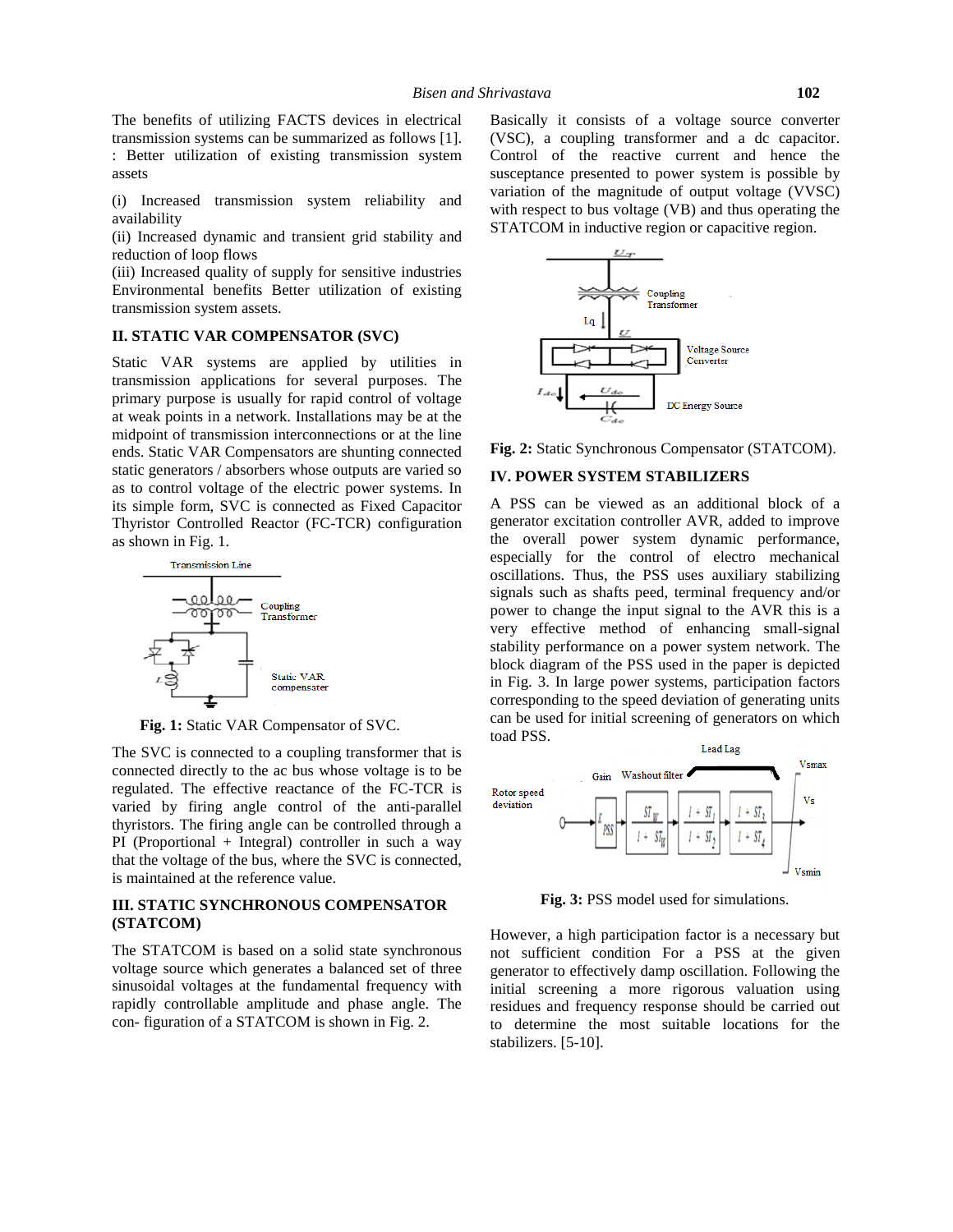The benefits of utilizing FACTS devices in electrical transmission systems can be summarized as follows [1]. : Better utilization of existing transmission system assets

(i) Increased transmission system reliability and availability
(ii) Increased dynamic and transient grid stability and reduction of loop flows
(iii) Increased quality of supply for sensitive industries Environmental benefits Better utilization of existing transmission system assets.

## II. STATIC VAR COMPENSATOR (SVC)

Static VAR systems are applied by utilities in transmission applications for several purposes. The primary purpose is usually for rapid control of voltage at weak points in a network. Installations may be at the midpoint of transmission interconnections or at the line ends. Static VAR Compensators are shunting connected static generators / absorbers whose outputs are varied so as to control voltage of the electric power systems. In its simple form, SVC is connected as Fixed Capacitor Thyristor Controlled Reactor (FC-TCR) configuration as shown in Fig. 1.

**Fig. 1:** Static VAR Compensator of SVC.

The SVC is connected to a coupling transformer that is connected directly to the ac bus whose voltage is to be regulated. The effective reactance of the FC-TCR is varied by firing angle control of the anti-parallel thyristors. The firing angle can be controlled through a PI (Proportional + Integral) controller in such a way that the voltage of the bus, where the SVC is connected, is maintained at the reference value.

## III. STATIC SYNCHRONOUS COMPENSATOR (STATCOM)

The STATCOM is based on a solid state synchronous voltage source which generates a balanced set of three sinusoidal voltages at the fundamental frequency with rapidly controllable amplitude and phase angle. The con- figuration of a STATCOM is shown in Fig. 2.

Basically it consists of a voltage source converter (VSC), a coupling transformer and a dc capacitor. Control of the reactive current and hence the susceptance presented to power system is possible by variation of the magnitude of output voltage (VVSC) with respect to bus voltage (VB) and thus operating the STATCOM in inductive region or capacitive region.

**Fig. 2:** Static Synchronous Compensator (STATCOM).

## IV. POWER SYSTEM STABILIZERS

A PSS can be viewed as an additional block of a generator excitation controller AVR, added to improve the overall power system dynamic performance, especially for the control of electro mechanical oscillations. Thus, the PSS uses auxiliary stabilizing signals such as shafts peed, terminal frequency and/or power to change the input signal to the AVR this is a very effective method of enhancing small-signal stability performance on a power system network. The block diagram of the PSS used in the paper is depicted in Fig. 3. In large power systems, participation factors corresponding to the speed deviation of generating units can be used for initial screening of generators on which toad PSS.

**Fig. 3:** PSS model used for simulations.

However, a high participation factor is a necessary but not sufficient condition For a PSS at the given generator to effectively damp oscillation. Following the initial screening a more rigorous valuation using residues and frequency response should be carried out to determine the most suitable locations for the stabilizers. [5-10].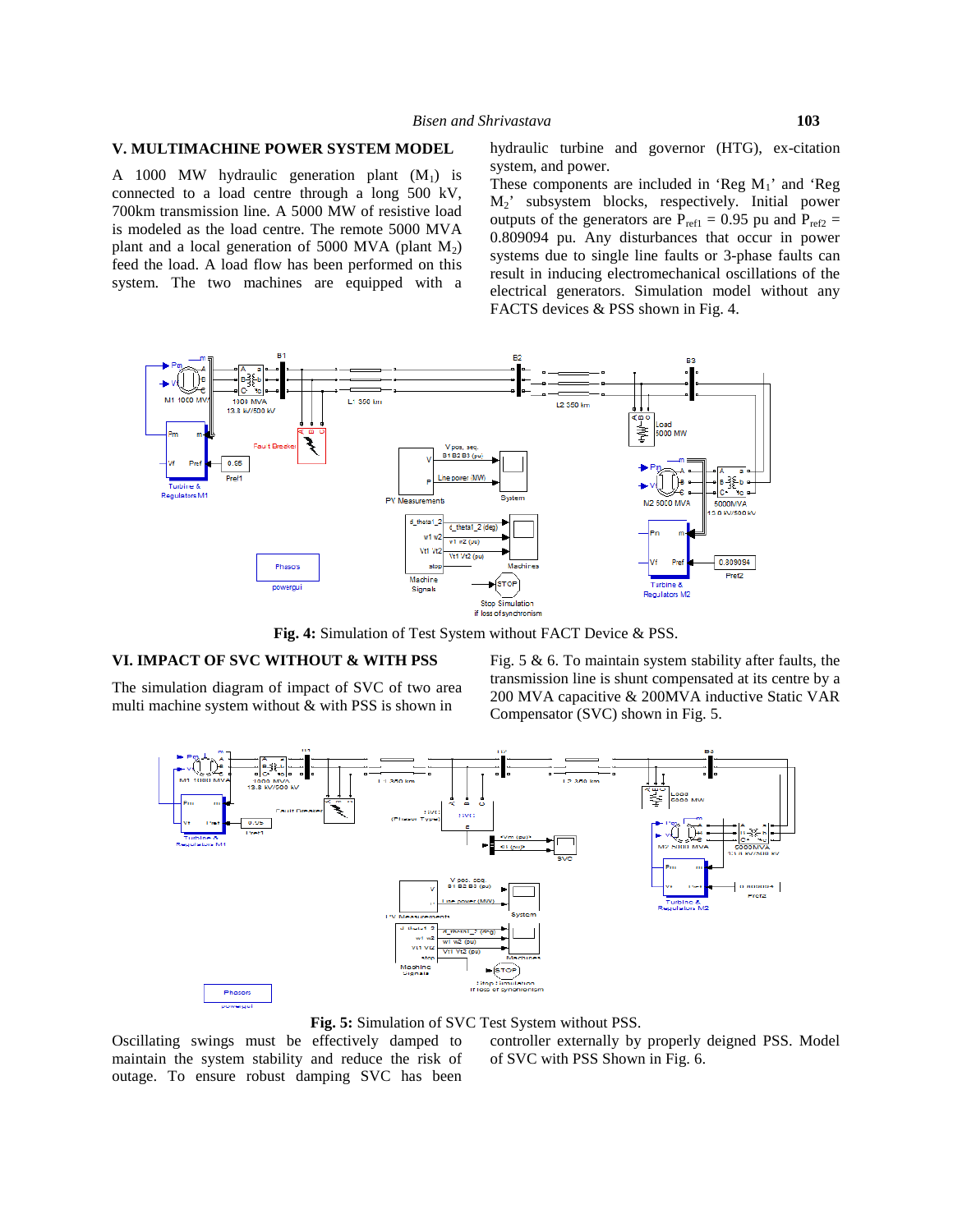## V. MULTIMACHINE POWER SYSTEM MODEL

A 1000 MW hydraulic generation plant ($M_1$) is connected to a load centre through a long 500 kV, 700km transmission line. A 5000 MW of resistive load is modeled as the load centre. The remote 5000 MVA plant and a local generation of 5000 MVA (plant $M_2$) feed the load. A load flow has been performed on this system. The two machines are equipped with a hydraulic turbine and governor (HTG), ex-citation system, and power.

These components are included in 'Reg $M_1$' and 'Reg $M_2$' subsystem blocks, respectively. Initial power outputs of the generators are $P_{ref1}$ = 0.95 pu and $P_{ref2}$ = 0.809094 pu. Any disturbances that occur in power systems due to single line faults or 3-phase faults can result in inducing electromechanical oscillations of the electrical generators. Simulation model without any FACTS devices & PSS shown in Fig. 4.

**Fig. 4:** Simulation of Test System without FACT Device & PSS.

## VI. IMPACT OF SVC WITHOUT & WITH PSS

The simulation diagram of impact of SVC of two area multi machine system without & with PSS is shown in Fig. 5 & 6. To maintain system stability after faults, the transmission line is shunt compensated at its centre by a 200 MVA capacitive & 200MVA inductive Static VAR Compensator (SVC) shown in Fig. 5.

**Fig. 5:** Simulation of SVC Test System without PSS.

Oscillating swings must be effectively damped to maintain the system stability and reduce the risk of outage. To ensure robust damping SVC has been controller externally by properly deigned PSS. Model of SVC with PSS Shown in Fig. 6.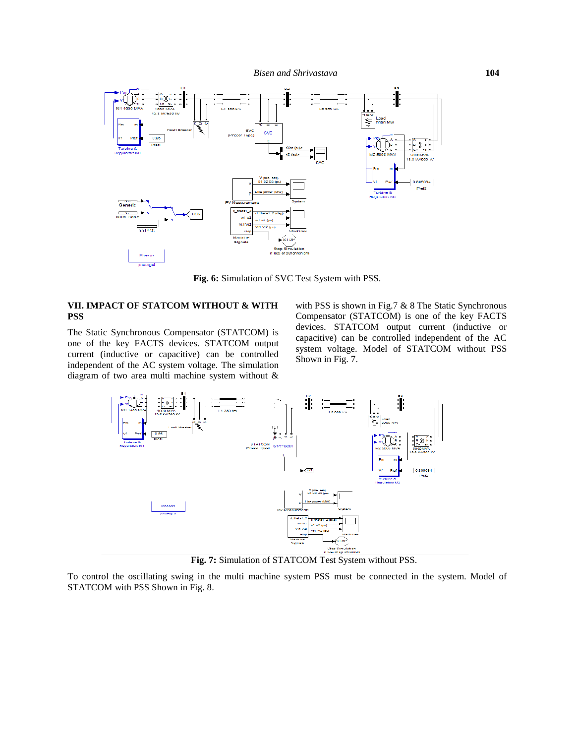Fig. 6: Simulation of SVC Test System with PSS.

## VII. IMPACT OF STATCOM WITHOUT & WITH PSS

The Static Synchronous Compensator (STATCOM) is one of the key FACTS devices. STATCOM output current (inductive or capacitive) can be controlled independent of the AC system voltage. The simulation diagram of two area multi machine system without & with PSS is shown in Fig.7 & 8 The Static Synchronous Compensator (STATCOM) is one of the key FACTS devices. STATCOM output current (inductive or capacitive) can be controlled independent of the AC system voltage. Model of STATCOM without PSS Shown in Fig. 7.

**Fig. 7:** Simulation of STATCOM Test System without PSS.

To control the oscillating swing in the multi machine system PSS must be connected in the system. Model of STATCOM with PSS Shown in Fig. 8.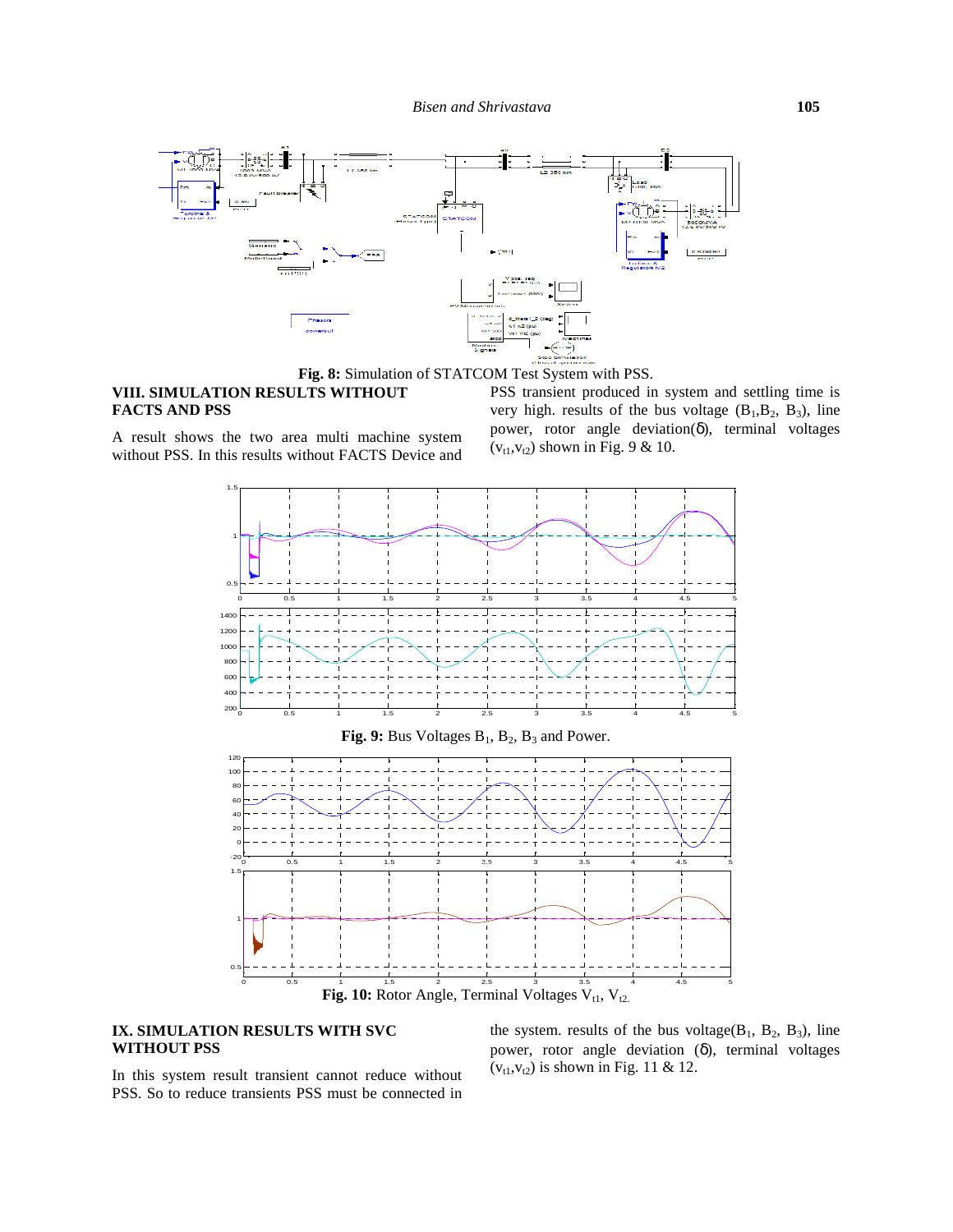**Fig. 8:** Simulation of STATCOM Test System with PSS.

## VIII. SIMULATION RESULTS WITHOUT FACTS AND PSS

A result shows the two area multi machine system without PSS. In this results without FACTS Device and PSS transient produced in system and settling time is very high. results of the bus voltage ($B_1$,$B_2$, $B_3$), line power, rotor angle deviation(δ), terminal voltages ($v_{t1}$,$v_{t2}$) shown in Fig. 9 & 10.

**Fig. 9:** Bus Voltages $B_1$, $B_2$, $B_3$ and Power.

**Fig. 10:** Rotor Angle, Terminal Voltages $V_{t1}$, $V_{t2}$.

## IX. SIMULATION RESULTS WITH SVC WITHOUT PSS

In this system result transient cannot reduce without PSS. So to reduce transients PSS must be connected in the system. results of the bus voltage($B_1$, $B_2$, $B_3$), line power, rotor angle deviation (δ), terminal voltages ($v_{t1}$,$v_{t2}$) is shown in Fig. 11 & 12.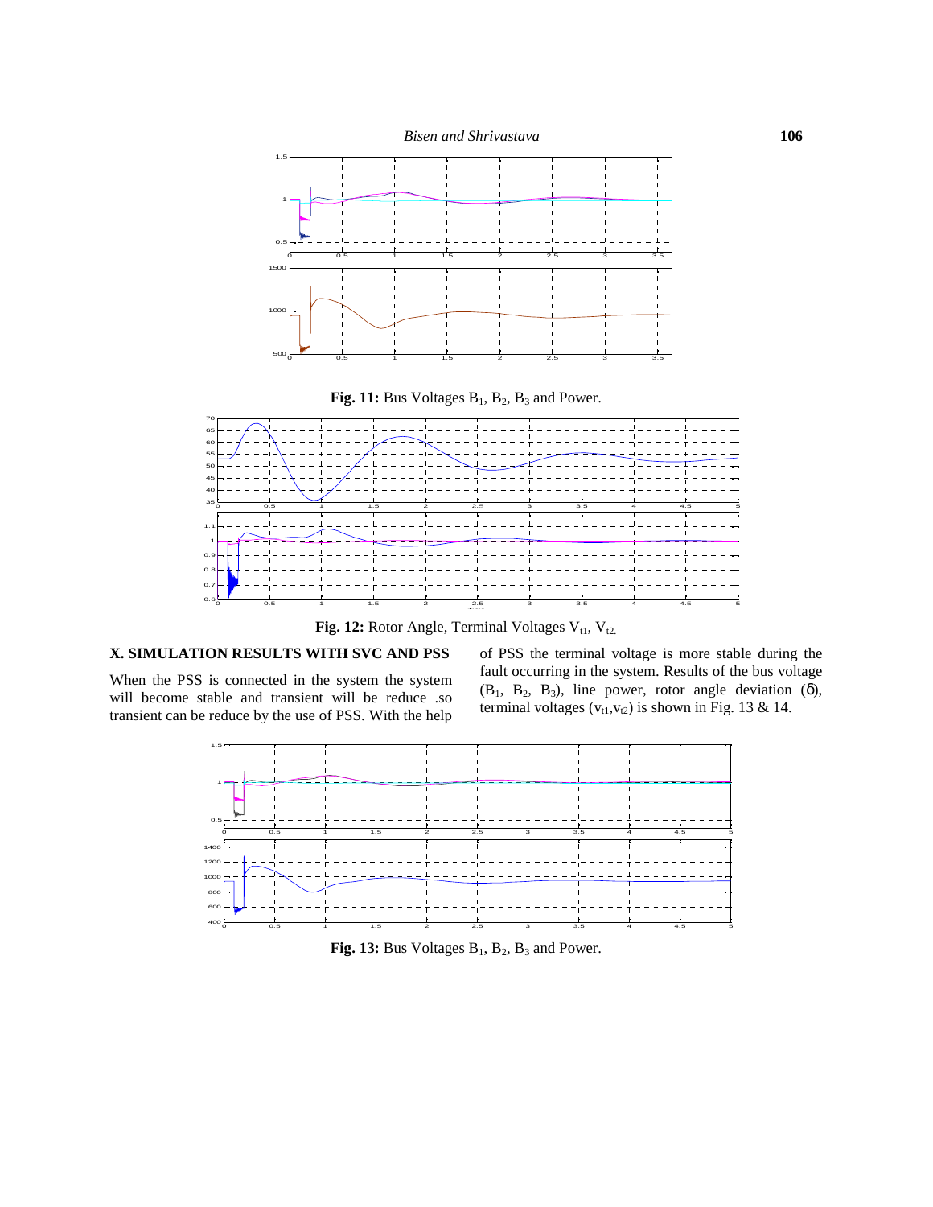**Fig. 11:** Bus Voltages $B_1$, $B_2$, $B_3$ and Power.

**Fig. 12:** Rotor Angle, Terminal Voltages $V_{t1}$, $V_{t2.}$

## X. SIMULATION RESULTS WITH SVC AND PSS

When the PSS is connected in the system the system will become stable and transient will be reduce .so transient can be reduce by the use of PSS. With the help of PSS the terminal voltage is more stable during the fault occurring in the system. Results of the bus voltage ($B_1$, $B_2$, $B_3$), line power, rotor angle deviation ($\delta$), terminal voltages ($v_{t1}$,$v_{t2}$) is shown in Fig. 13 & 14.

**Fig. 13:** Bus Voltages $B_1$, $B_2$, $B_3$ and Power.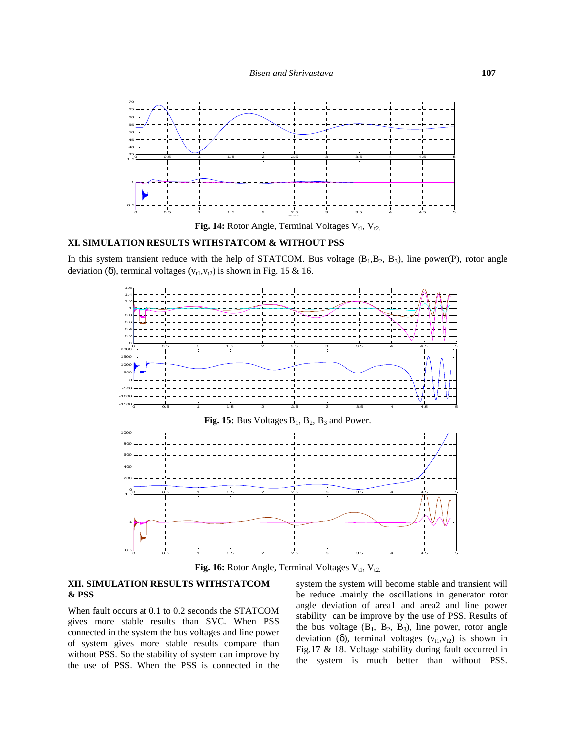**Fig. 14:** Rotor Angle, Terminal Voltages $V_{t1}$, $V_{t2.}$

## XI. SIMULATION RESULTS WITHSTATCOM & WITHOUT PSS

In this system transient reduce with the help of STATCOM. Bus voltage ($B_1$,$B_2$, $B_3$), line power(P), rotor angle deviation (δ), terminal voltages ($v_{t1}$,$v_{t2}$) is shown in Fig. 15 & 16.

**Fig. 15:** Bus Voltages $B_1$, $B_2$, $B_3$ and Power.

**Fig. 16:** Rotor Angle, Terminal Voltages $V_{t1}$, $V_{t2.}$

## XII. SIMULATION RESULTS WITHSTATCOM & PSS

When fault occurs at 0.1 to 0.2 seconds the STATCOM gives more stable results than SVC. When PSS connected in the system the bus voltages and line power of system gives more stable results compare than without PSS. So the stability of system can improve by the use of PSS. When the PSS is connected in the system the system will become stable and transient will be reduce .mainly the oscillations in generator rotor angle deviation of area1 and area2 and line power stability can be improve by the use of PSS. Results of the bus voltage ($B_1$, $B_2$, $B_3$), line power, rotor angle deviation (δ), terminal voltages ($v_{t1}$,$v_{t2}$) is shown in Fig.17 & 18. Voltage stability during fault occurred in the system is much better than without PSS.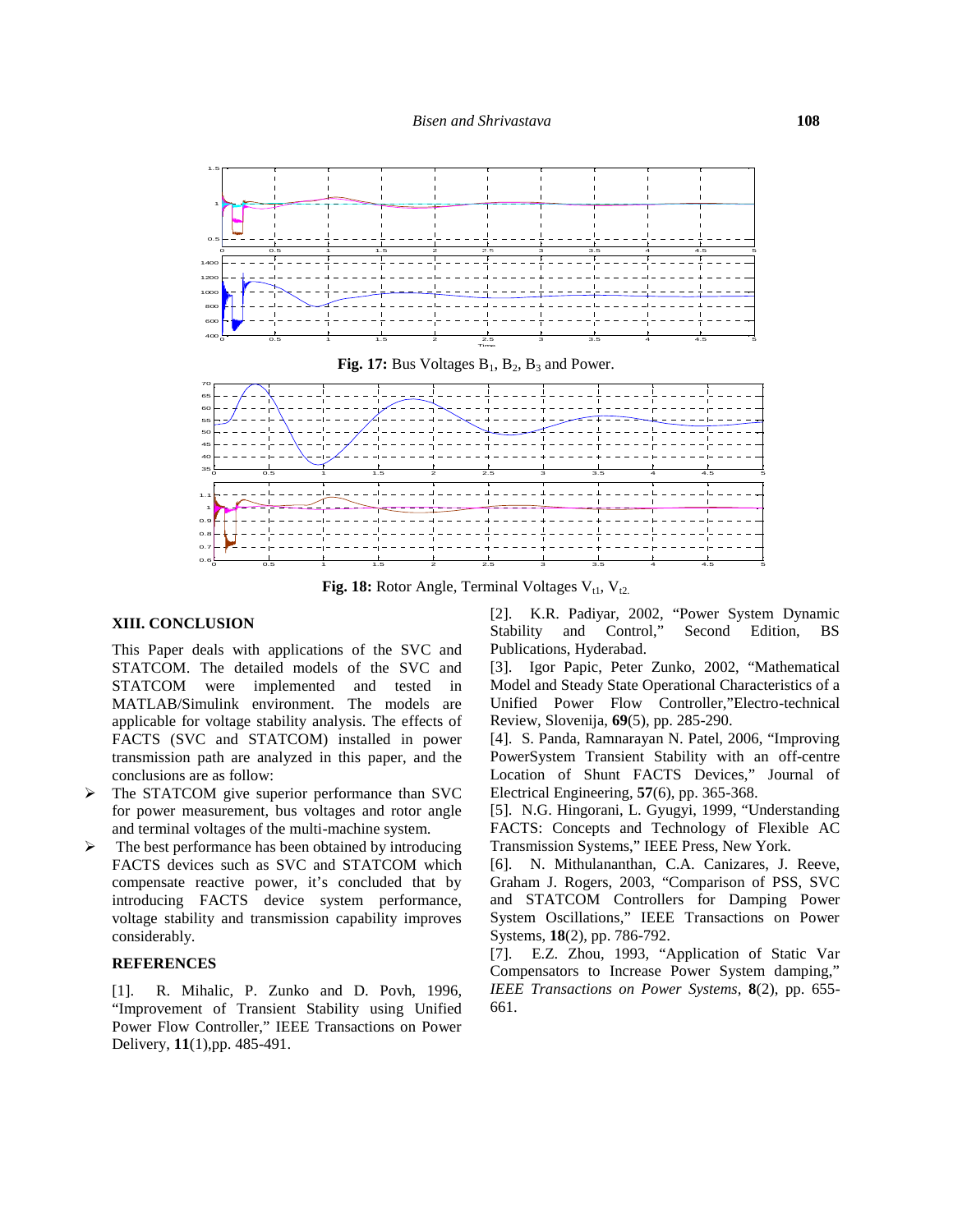Fig. 17: Bus Voltages $B_1$, $B_2$, $B_3$ and Power.

Fig. 18: Rotor Angle, Terminal Voltages $V_{t1}$, $V_{t2}$.

## XIII. CONCLUSION

This Paper deals with applications of the SVC and STATCOM. The detailed models of the SVC and STATCOM were implemented and tested in MATLAB/Simulink environment. The models are applicable for voltage stability analysis. The effects of FACTS (SVC and STATCOM) installed in power transmission path are analyzed in this paper, and the conclusions are as follow:

- The STATCOM give superior performance than SVC for power measurement, bus voltages and rotor angle and terminal voltages of the multi-machine system.
- The best performance has been obtained by introducing FACTS devices such as SVC and STATCOM which compensate reactive power, it's concluded that by introducing FACTS device system performance, voltage stability and transmission capability improves considerably.

## REFERENCES

[1]. R. Mihalic, P. Zunko and D. Povh, 1996, "Improvement of Transient Stability using Unified Power Flow Controller," IEEE Transactions on Power Delivery, **11**(1),pp. 485-491.

[2]. K.R. Padiyar, 2002, "Power System Dynamic Stability and Control," Second Edition, BS Publications, Hyderabad.

[3]. Igor Papic, Peter Zunko, 2002, "Mathematical Model and Steady State Operational Characteristics of a Unified Power Flow Controller,"Electro-technical Review, Slovenija, **69**(5), pp. 285-290.

[4]. S. Panda, Ramnarayan N. Patel, 2006, "Improving PowerSystem Transient Stability with an off-centre Location of Shunt FACTS Devices," Journal of Electrical Engineering, **57**(6), pp. 365-368.

[5]. N.G. Hingorani, L. Gyugyi, 1999, "Understanding FACTS: Concepts and Technology of Flexible AC Transmission Systems," IEEE Press, New York.

[6]. N. Mithulananthan, C.A. Canizares, J. Reeve, Graham J. Rogers, 2003, "Comparison of PSS, SVC and STATCOM Controllers for Damping Power System Oscillations," IEEE Transactions on Power Systems, **18**(2), pp. 786-792.

[7]. E.Z. Zhou, 1993, "Application of Static Var Compensators to Increase Power System damping," *IEEE Transactions on Power Systems*, **8**(2), pp. 655-661.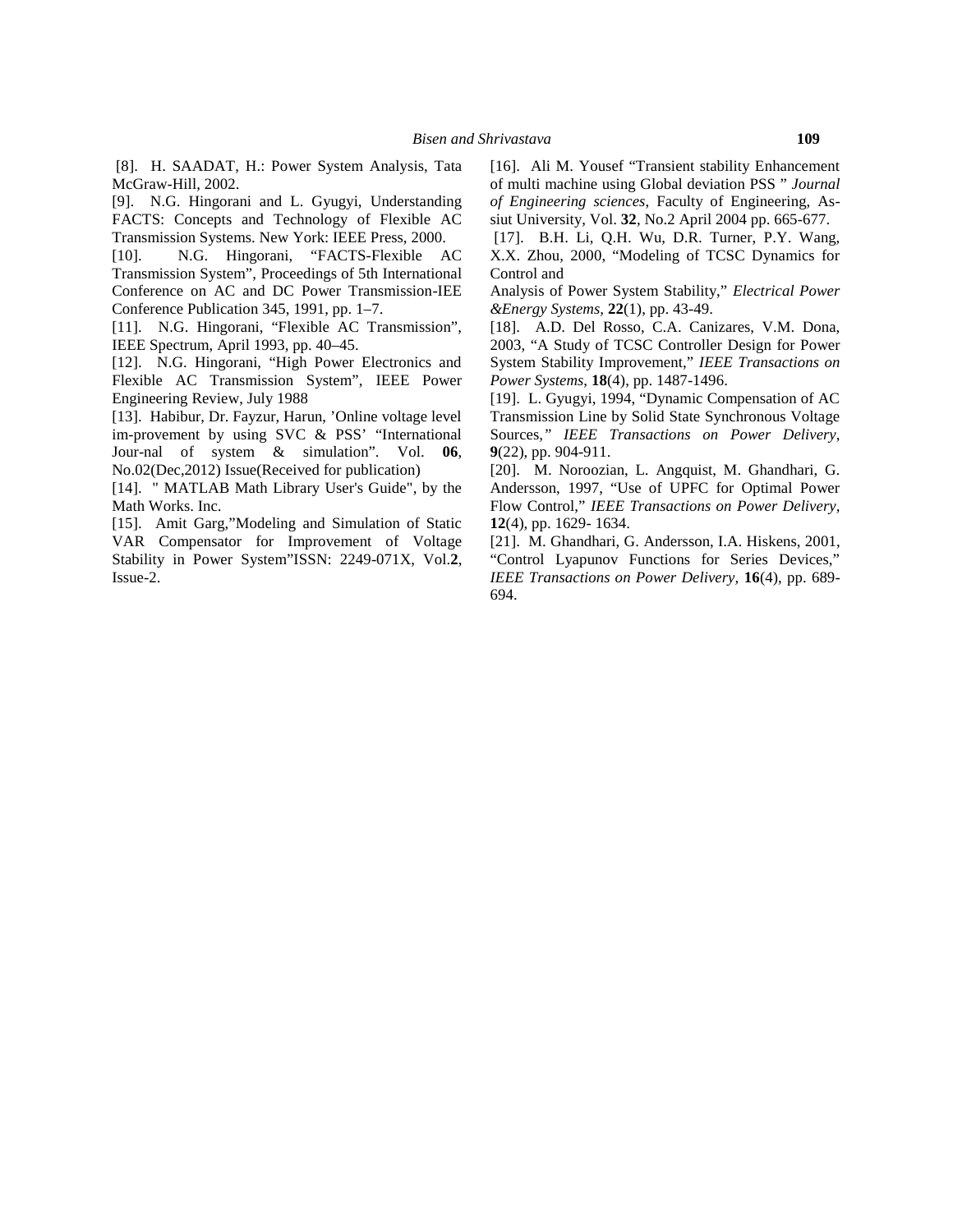[8]. H. SAADAT, H.: Power System Analysis, Tata McGraw-Hill, 2002.

[9]. N.G. Hingorani and L. Gyugyi, Understanding FACTS: Concepts and Technology of Flexible AC Transmission Systems. New York: IEEE Press, 2000.

[10]. N.G. Hingorani, "FACTS-Flexible AC Transmission System", Proceedings of 5th International Conference on AC and DC Power Transmission-IEE Conference Publication 345, 1991, pp. 1–7.

[11]. N.G. Hingorani, "Flexible AC Transmission", IEEE Spectrum, April 1993, pp. 40–45.

[12]. N.G. Hingorani, "High Power Electronics and Flexible AC Transmission System", IEEE Power Engineering Review, July 1988

[13]. Habibur, Dr. Fayzur, Harun, 'Online voltage level im-provement by using SVC & PSS' "International Jour-nal of system & simulation". Vol. **06**, No.02(Dec,2012) Issue(Received for publication)

[14]. " MATLAB Math Library User's Guide", by the Math Works. Inc.

[15]. Amit Garg,"Modeling and Simulation of Static VAR Compensator for Improvement of Voltage Stability in Power System"ISSN: 2249-071X, Vol.**2**, Issue-2.

[16]. Ali M. Yousef "Transient stability Enhancement of multi machine using Global deviation PSS " *Journal of Engineering sciences*, Faculty of Engineering, As-siut University, Vol. **32**, No.2 April 2004 pp. 665-677.

[17]. B.H. Li, Q.H. Wu, D.R. Turner, P.Y. Wang, X.X. Zhou, 2000, "Modeling of TCSC Dynamics for Control and

Analysis of Power System Stability," *Electrical Power &Energy Systems*, **22**(1), pp. 43-49.

[18]. A.D. Del Rosso, C.A. Canizares, V.M. Dona, 2003, "A Study of TCSC Controller Design for Power System Stability Improvement," *IEEE Transactions on Power Systems*, **18**(4), pp. 1487-1496.

[19]. L. Gyugyi, 1994, "Dynamic Compensation of AC Transmission Line by Solid State Synchronous Voltage Sources," *IEEE Transactions on Power Delivery*, **9**(22), pp. 904-911.

[20]. M. Noroozian, L. Angquist, M. Ghandhari, G. Andersson, 1997, "Use of UPFC for Optimal Power Flow Control," *IEEE Transactions on Power Delivery*, **12**(4), pp. 1629- 1634.

[21]. M. Ghandhari, G. Andersson, I.A. Hiskens, 2001, "Control Lyapunov Functions for Series Devices," *IEEE Transactions on Power Delivery*, **16**(4), pp. 689-694.